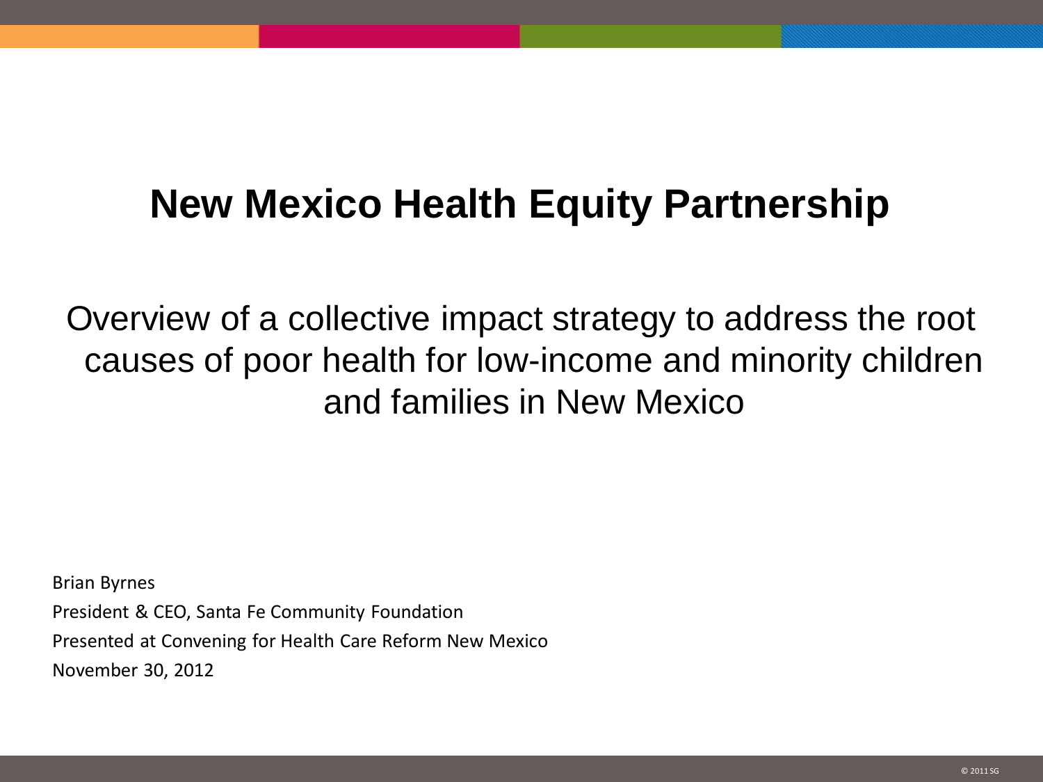# New Mexico Health Equity Partnership

Overview of a collective impact strategy to address the root causes of poor health for low-income and minority children and families in New Mexico

Brian Byrnes

President & CEO, Santa Fe Community Foundation

Presented at Convening for Health Care Reform New Mexico

November 30, 2012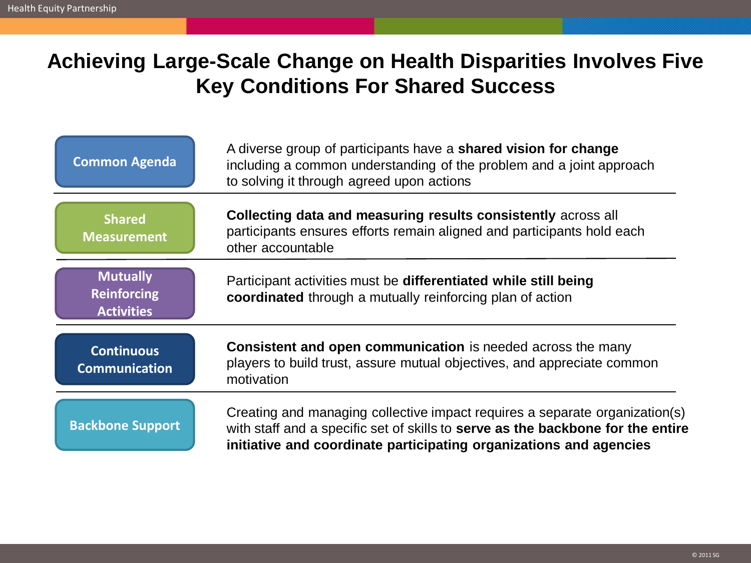# Achieving Large-Scale Change on Health Disparities Involves Five Key Conditions For Shared Success

| Condition | Description |
| --- | --- |
| Common Agenda | A diverse group of participants have a **shared vision for change** including a common understanding of the problem and a joint approach to solving it through agreed upon actions |
| Shared Measurement | **Collecting data and measuring results consistently** across all participants ensures efforts remain aligned and participants hold each other accountable |
| Mutually Reinforcing Activities | Participant activities must be **differentiated while still being coordinated** through a mutually reinforcing plan of action |
| Continuous Communication | **Consistent and open communication** is needed across the many players to build trust, assure mutual objectives, and appreciate common motivation |
| Backbone Support | Creating and managing collective impact requires a separate organization(s) with staff and a specific set of skills to **serve as the backbone for the entire initiative and coordinate participating organizations and agencies** |

© 2011 SG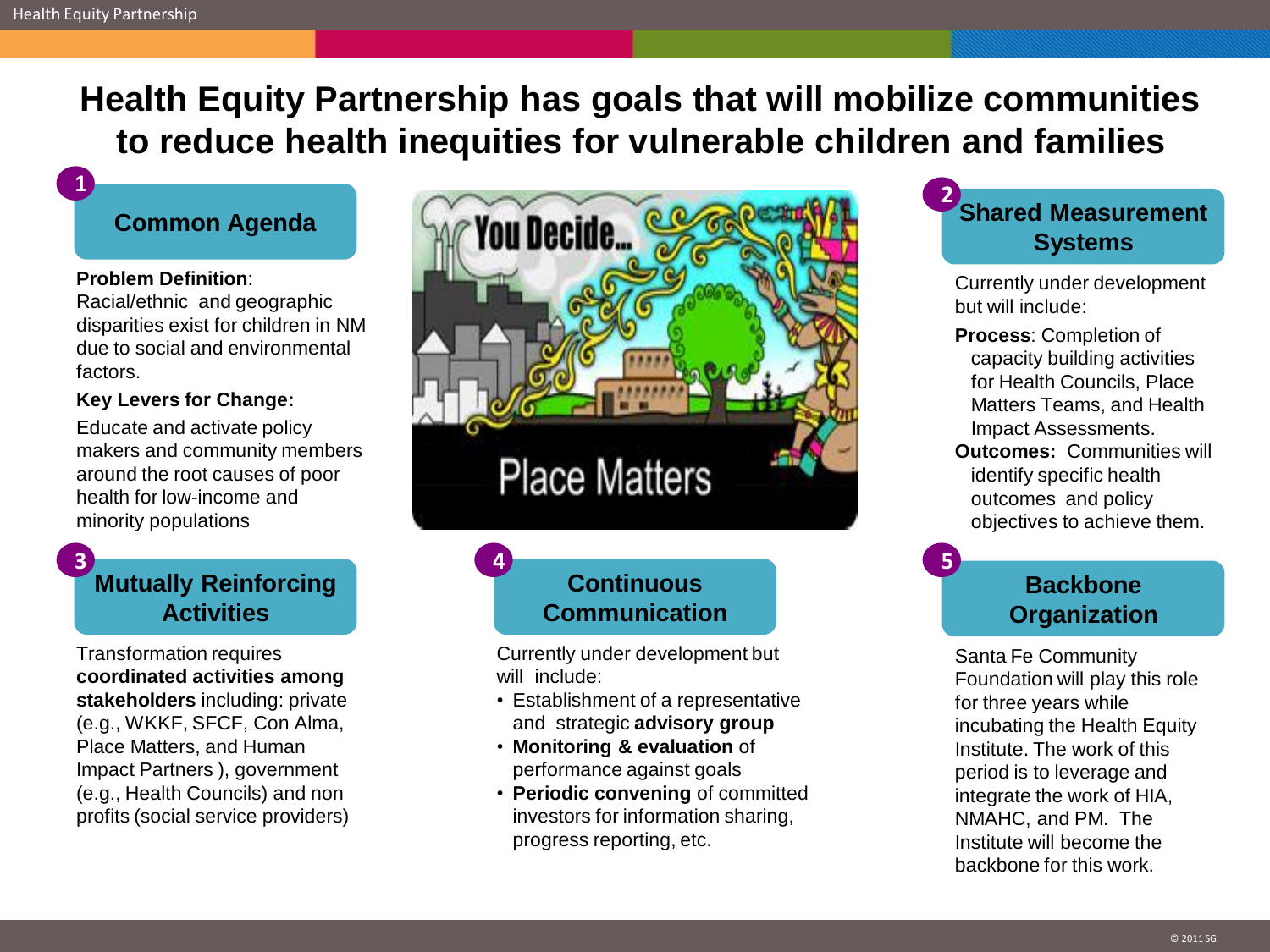# Health Equity Partnership has goals that will mobilize communities to reduce health inequities for vulnerable children and families

## 1 Common Agenda

**Problem Definition**:
Racial/ethnic and geographic disparities exist for children in NM due to social and environmental factors.

**Key Levers for Change:**

Educate and activate policy makers and community members around the root causes of poor health for low-income and minority populations

## 2 Shared Measurement Systems

Currently under development but will include:

**Process**: Completion of capacity building activities for Health Councils, Place Matters Teams, and Health Impact Assessments.

**Outcomes:** Communities will identify specific health outcomes and policy objectives to achieve them.

## 3 Mutually Reinforcing Activities

Transformation requires **coordinated activities among stakeholders** including: private (e.g., WKKF, SFCF, Con Alma, Place Matters, and Human Impact Partners ), government (e.g., Health Councils) and non profits (social service providers)

## 4 Continuous Communication

Currently under development but will include:

- Establishment of a representative and strategic **advisory group**
- **Monitoring & evaluation** of performance against goals
- **Periodic convening** of committed investors for information sharing, progress reporting, etc.

## 5 Backbone Organization

Santa Fe Community Foundation will play this role for three years while incubating the Health Equity Institute. The work of this period is to leverage and integrate the work of HIA, NMAHC, and PM. The Institute will become the backbone for this work.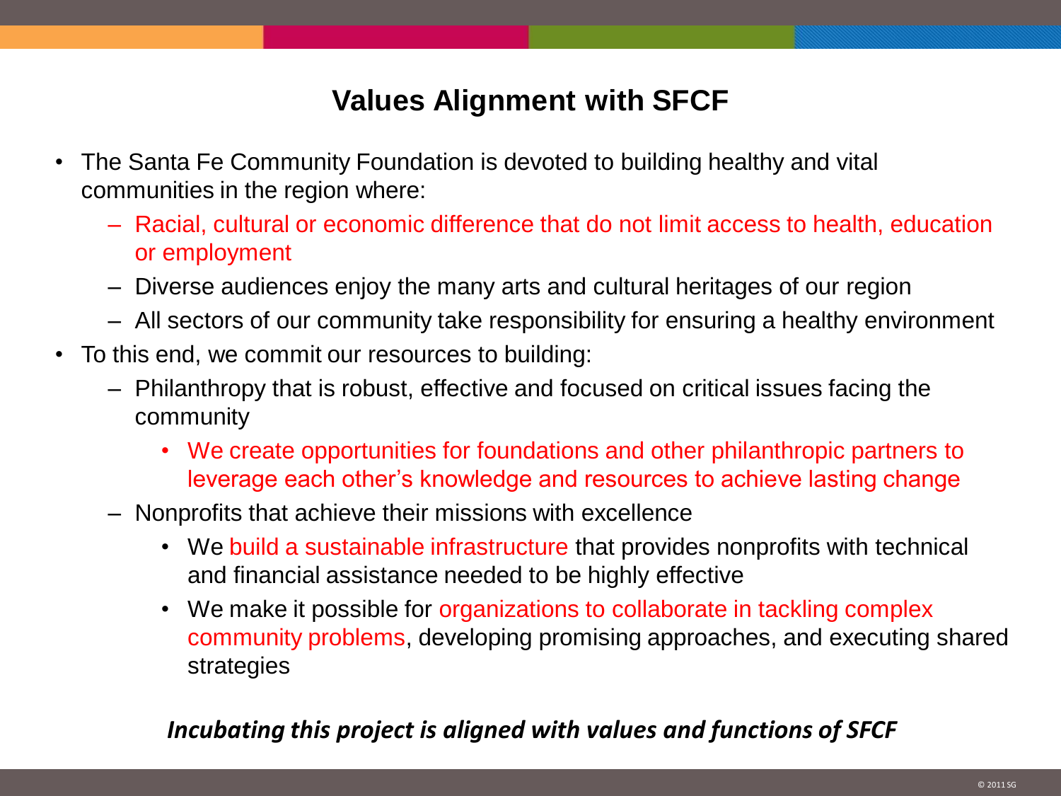# Values Alignment with SFCF

- The Santa Fe Community Foundation is devoted to building healthy and vital communities in the region where:
  - Racial, cultural or economic difference that do not limit access to health, education or employment
  - Diverse audiences enjoy the many arts and cultural heritages of our region
  - All sectors of our community take responsibility for ensuring a healthy environment
- To this end, we commit our resources to building:
  - Philanthropy that is robust, effective and focused on critical issues facing the community
    - We create opportunities for foundations and other philanthropic partners to leverage each other's knowledge and resources to achieve lasting change
  - Nonprofits that achieve their missions with excellence
    - We build a sustainable infrastructure that provides nonprofits with technical and financial assistance needed to be highly effective
    - We make it possible for organizations to collaborate in tackling complex community problems, developing promising approaches, and executing shared strategies

***Incubating this project is aligned with values and functions of SFCF***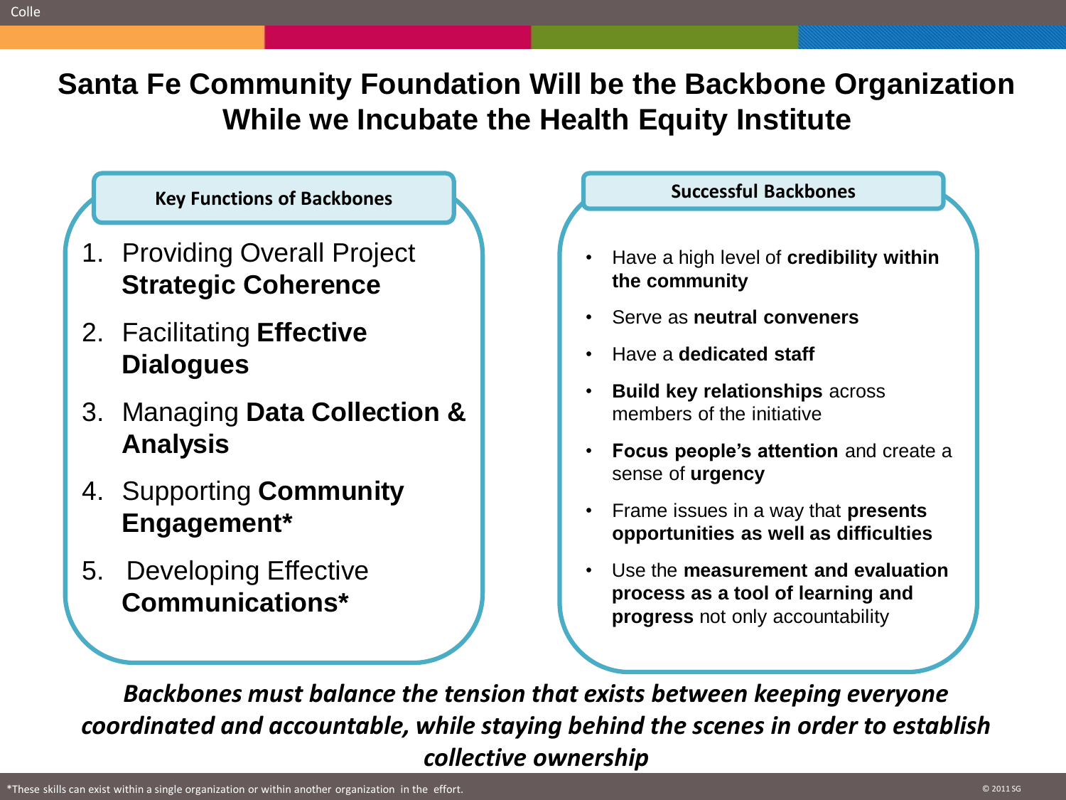# Santa Fe Community Foundation Will be the Backbone Organization While we Incubate the Health Equity Institute

### Key Functions of Backbones

1. Providing Overall Project **Strategic Coherence**
2. Facilitating **Effective Dialogues**
3. Managing **Data Collection & Analysis**
4. Supporting **Community Engagement***
5. Developing Effective **Communications***

### Successful Backbones

- Have a high level of **credibility within the community**
- Serve as **neutral conveners**
- Have a **dedicated staff**
- **Build key relationships** across members of the initiative
- **Focus people's attention** and create a sense of **urgency**
- Frame issues in a way that **presents opportunities as well as difficulties**
- Use the **measurement and evaluation process as a tool of learning and progress** not only accountability

***Backbones must balance the tension that exists between keeping everyone coordinated and accountable, while staying behind the scenes in order to establish collective ownership***

*These skills can exist within a single organization or within another organization in the effort.

© 2011 SG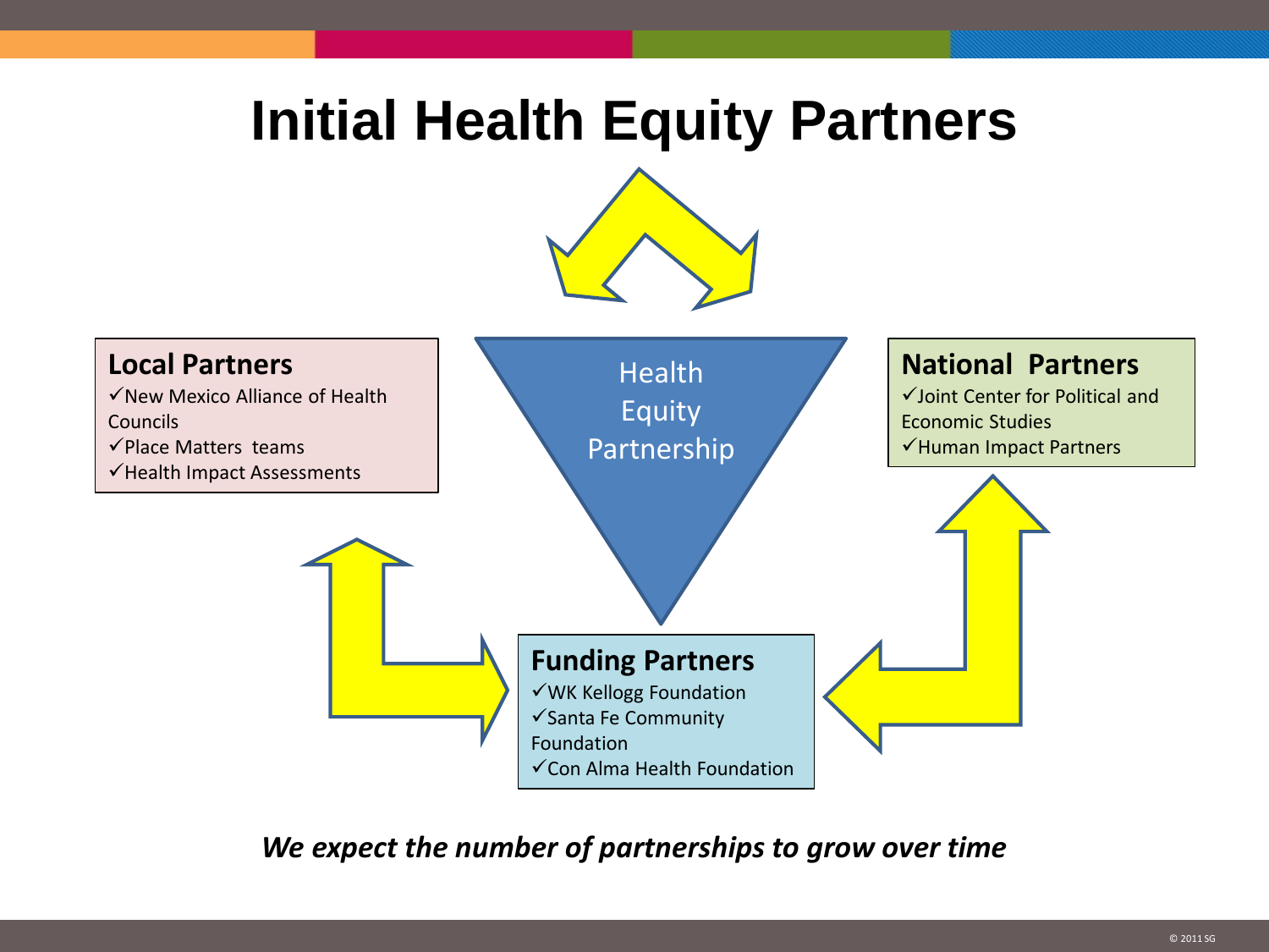# Initial Health Equity Partners

Health Equity Partnership

## Local Partners

- ✓New Mexico Alliance of Health Councils
- ✓Place Matters teams
- ✓Health Impact Assessments

## National Partners

- ✓Joint Center for Political and Economic Studies
- ✓Human Impact Partners

## Funding Partners

- ✓WK Kellogg Foundation
- ✓Santa Fe Community Foundation
- ✓Con Alma Health Foundation

***We expect the number of partnerships to grow over time***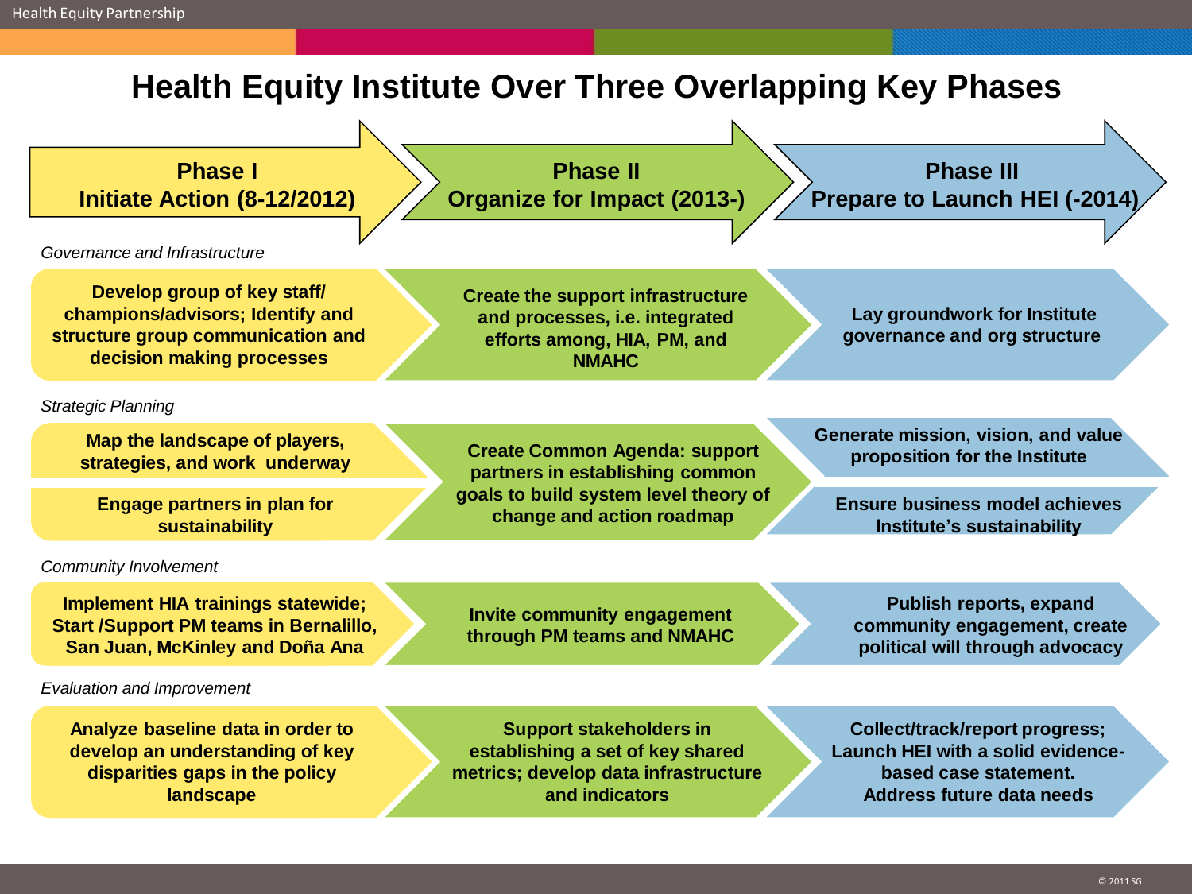# Health Equity Institute Over Three Overlapping Key Phases

| | Phase I<br>Initiate Action (8-12/2012) | Phase II<br>Organize for Impact (2013-) | Phase III<br>Prepare to Launch HEI (-2014) |
|---|---|---|---|
| *Governance and Infrastructure* | Develop group of key staff/ champions/advisors; Identify and structure group communication and decision making processes | Create the support infrastructure and processes, i.e. integrated efforts among, HIA, PM, and NMAHC | Lay groundwork for Institute governance and org structure |
| *Strategic Planning* | Map the landscape of players, strategies, and work underway<br><br>Engage partners in plan for sustainability | Create Common Agenda: support partners in establishing common goals to build system level theory of change and action roadmap | Generate mission, vision, and value proposition for the Institute<br><br>Ensure business model achieves Institute's sustainability |
| *Community Involvement* | Implement HIA trainings statewide; Start /Support PM teams in Bernalillo, San Juan, McKinley and Doña Ana | Invite community engagement through PM teams and NMAHC | Publish reports, expand community engagement, create political will through advocacy |
| *Evaluation and Improvement* | Analyze baseline data in order to develop an understanding of key disparities gaps in the policy landscape | Support stakeholders in establishing a set of key shared metrics; develop data infrastructure and indicators | Collect/track/report progress; Launch HEI with a solid evidence-based case statement. Address future data needs |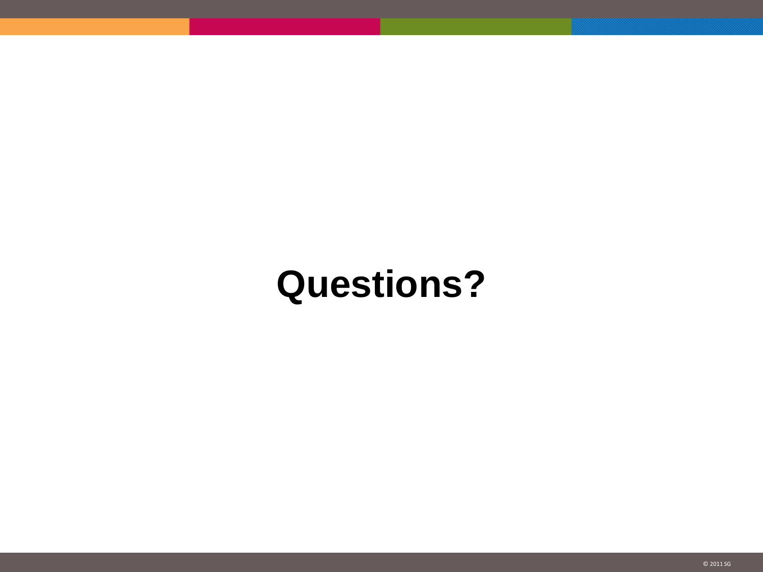# Questions?